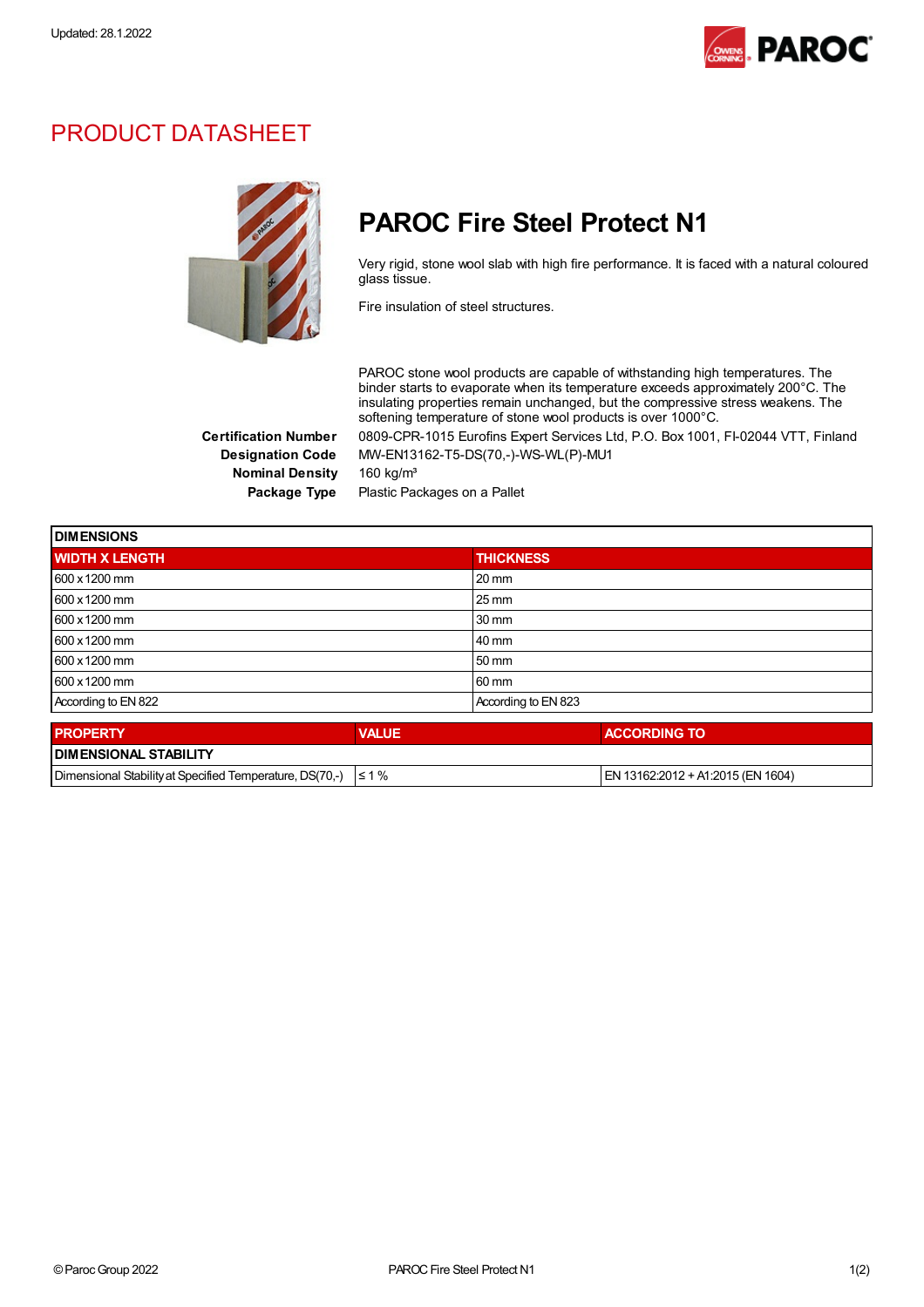Updated: 28.1.2022

# PRODUCT DATASHEET

## PAROC Fire Steel Protect N1

Very rigid, stone wool slab with high fire performance. It is faced with a natural coloured glass tissue.

Fire insulation of steel structures.

PAROC stone wool products are capable of withstanding high temperatures. The binder starts to evaporate when its temperature exceeds approximately 200°C. The insulating properties remain unchanged, but the compressive stress weakens. The softening temperature of stone wool products is over 1000°C.

**Certification Number** 0809-CPR-1015 Eurofins Expert Services Ltd, P.O. Box 1001, FI-02044 VTT, Finland
**Designation Code** MW-EN13162-T5-DS(70,-)-WS-WL(P)-MU1
**Nominal Density** 160 kg/m³
**Package Type** Plastic Packages on a Pallet

| DIMENSIONS | |
|---|---|
| **WIDTH X LENGTH** | **THICKNESS** |
| 600 x 1200 mm | 20 mm |
| 600 x 1200 mm | 25 mm |
| 600 x 1200 mm | 30 mm |
| 600 x 1200 mm | 40 mm |
| 600 x 1200 mm | 50 mm |
| 600 x 1200 mm | 60 mm |
| According to EN 822 | According to EN 823 |

| PROPERTY | VALUE | ACCORDING TO |
|---|---|---|
| **DIMENSIONAL STABILITY** | | |
| Dimensional Stability at Specified Temperature, DS(70,-) | ≤ 1 % | EN 13162:2012 + A1:2015 (EN 1604) |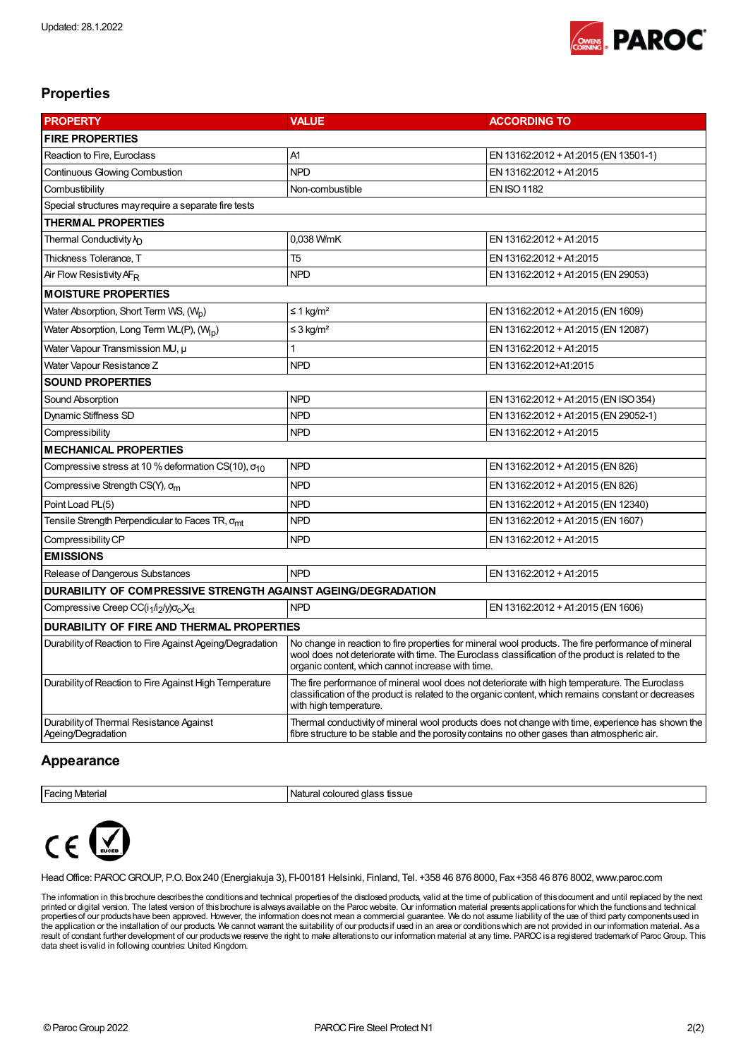## Properties

| PROPERTY | VALUE | ACCORDING TO |
|---|---|---|
| **FIRE PROPERTIES** | | |
| Reaction to Fire, Euroclass | A1 | EN 13162:2012 + A1:2015 (EN 13501-1) |
| Continuous Glowing Combustion | NPD | EN 13162:2012 + A1:2015 |
| Combustibility | Non-combustible | EN ISO 1182 |
| Special structures may require a separate fire tests | | |
| **THERMAL PROPERTIES** | | |
| Thermal Conductivity $\lambda_D$ | 0,038 W/mK | EN 13162:2012 + A1:2015 |
| Thickness Tolerance, T | T5 | EN 13162:2012 + A1:2015 |
| Air Flow Resistivity $AF_R$ | NPD | EN 13162:2012 + A1:2015 (EN 29053) |
| **MOISTURE PROPERTIES** | | |
| Water Absorption, Short Term WS, ($W_p$) | ≤ 1 kg/m² | EN 13162:2012 + A1:2015 (EN 1609) |
| Water Absorption, Long Term WL(P), ($W_{lp}$) | ≤ 3 kg/m² | EN 13162:2012 + A1:2015 (EN 12087) |
| Water Vapour Transmission MU, μ | 1 | EN 13162:2012 + A1:2015 |
| Water Vapour Resistance Z | NPD | EN 13162:2012+A1:2015 |
| **SOUND PROPERTIES** | | |
| Sound Absorption | NPD | EN 13162:2012 + A1:2015 (EN ISO 354) |
| Dynamic Stiffness SD | NPD | EN 13162:2012 + A1:2015 (EN 29052-1) |
| Compressibility | NPD | EN 13162:2012 + A1:2015 |
| **MECHANICAL PROPERTIES** | | |
| Compressive stress at 10 % deformation CS(10), $\sigma_{10}$ | NPD | EN 13162:2012 + A1:2015 (EN 826) |
| Compressive Strength CS(Y), $\sigma_m$ | NPD | EN 13162:2012 + A1:2015 (EN 826) |
| Point Load PL(5) | NPD | EN 13162:2012 + A1:2015 (EN 12340) |
| Tensile Strength Perpendicular to Faces TR, $\sigma_{mt}$ | NPD | EN 13162:2012 + A1:2015 (EN 1607) |
| Compressibility CP | NPD | EN 13162:2012 + A1:2015 |
| **EMISSIONS** | | |
| Release of Dangerous Substances | NPD | EN 13162:2012 + A1:2015 |
| **DURABILITY OF COMPRESSIVE STRENGTH AGAINST AGEING/DEGRADATION** | | |
| Compressive Creep $CC(i_1/i_2/y)\sigma_c X_{ct}$ | NPD | EN 13162:2012 + A1:2015 (EN 1606) |
| **DURABILITY OF FIRE AND THERMAL PROPERTIES** | | |
| Durability of Reaction to Fire Against Ageing/Degradation | No change in reaction to fire properties for mineral wool products. The fire performance of mineral wool does not deteriorate with time. The Euroclass classification of the product is related to the organic content, which cannot increase with time. | |
| Durability of Reaction to Fire Against High Temperature | The fire performance of mineral wool does not deteriorate with high temperature. The Euroclass classification of the product is related to the organic content, which remains constant or decreases with high temperature. | |
| Durability of Thermal Resistance Against Ageing/Degradation | Thermal conductivity of mineral wool products does not change with time, experience has shown the fibre structure to be stable and the porosity contains no other gases than atmospheric air. | |

## Appearance

| | |
|---|---|
| Facing Material | Natural coloured glass tissue |

Head Office: PAROC GROUP, P.O. Box 240 (Energiakuja 3), FI-00181 Helsinki, Finland, Tel. +358 46 876 8000, Fax +358 46 876 8002, www.paroc.com

The information in this brochure describes the conditions and technical properties of the disclosed products, valid at the time of publication of this document and until replaced by the next printed or digital version. The latest version of this brochure is always available on the Paroc website. Our information material presents applications for which the functions and technical properties of our products have been approved. However, the information does not mean a commercial guarantee. We do not assume liability of the use of third party components used in the application or the installation of our products. We cannot warrant the suitability of our products if used in an area or conditions which are not provided in our information material. As a result of constant further development of our products we reserve the right to make alterations to our information material at any time. PAROC is a registered trademark of Paroc Group. This data sheet is valid in following countries: United Kingdom.